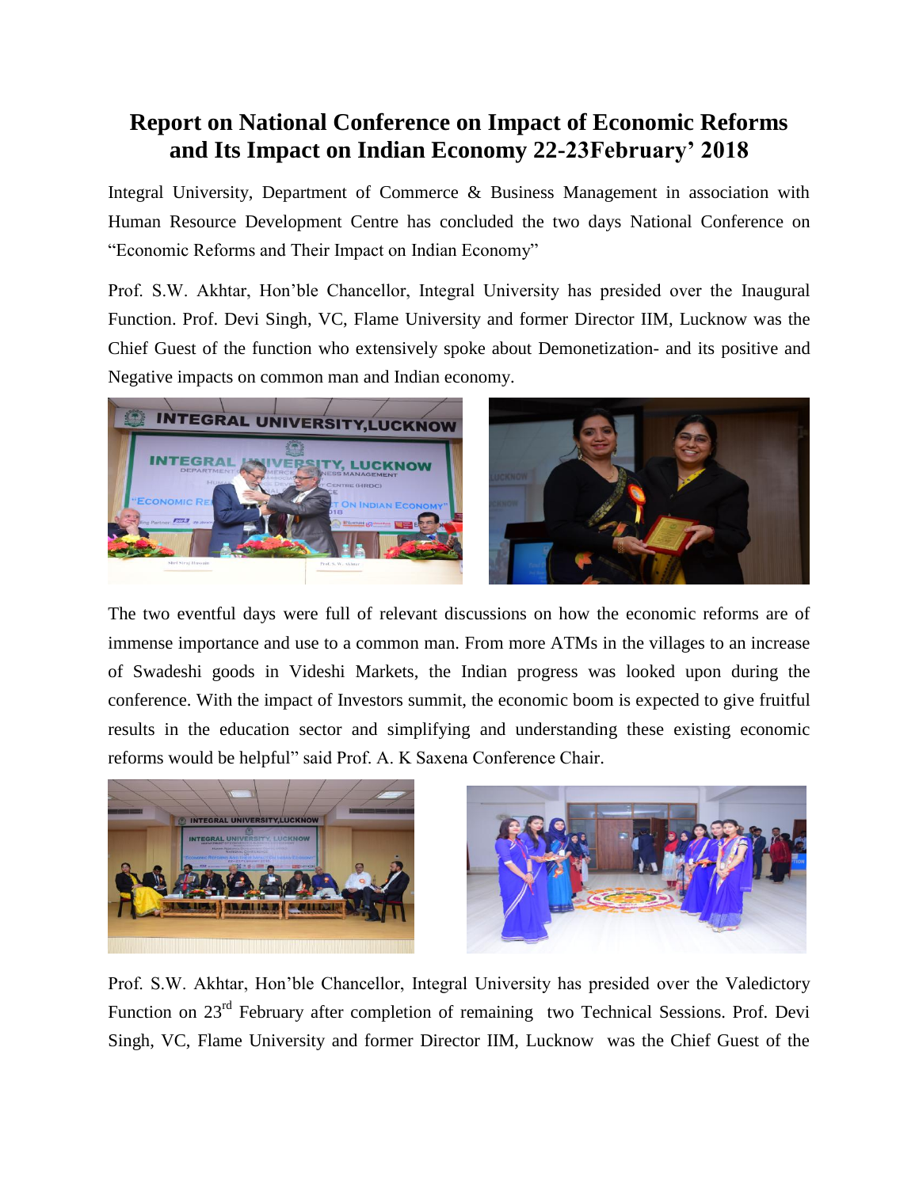# Report on National Conference on Impact of Economic Reforms and Its Impact on Indian Economy 22-23February' 2018

Integral University, Department of Commerce & Business Management in association with Human Resource Development Centre has concluded the two days National Conference on "Economic Reforms and Their Impact on Indian Economy"

Prof. S.W. Akhtar, Hon'ble Chancellor, Integral University has presided over the Inaugural Function. Prof. Devi Singh, VC, Flame University and former Director IIM, Lucknow was the Chief Guest of the function who extensively spoke about Demonetization- and its positive and Negative impacts on common man and Indian economy.

The two eventful days were full of relevant discussions on how the economic reforms are of immense importance and use to a common man. From more ATMs in the villages to an increase of Swadeshi goods in Videshi Markets, the Indian progress was looked upon during the conference. With the impact of Investors summit, the economic boom is expected to give fruitful results in the education sector and simplifying and understanding these existing economic reforms would be helpful" said Prof. A. K Saxena Conference Chair.

Prof. S.W. Akhtar, Hon'ble Chancellor, Integral University has presided over the Valedictory Function on 23rd February after completion of remaining two Technical Sessions. Prof. Devi Singh, VC, Flame University and former Director IIM, Lucknow was the Chief Guest of the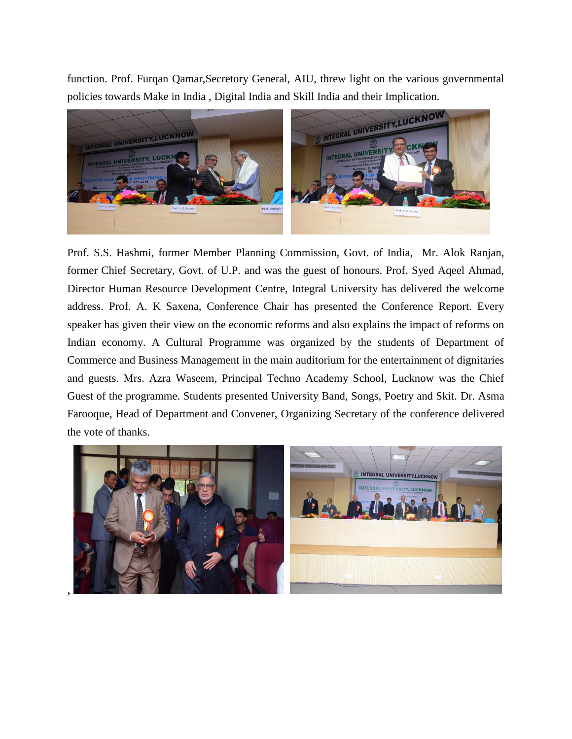function. Prof. Furqan Qamar,Secretory General, AIU, threw light on the various governmental policies towards Make in India , Digital India and Skill India and their Implication.

Prof. S.S. Hashmi, former Member Planning Commission, Govt. of India, Mr. Alok Ranjan, former Chief Secretary, Govt. of U.P. and was the guest of honours. Prof. Syed Aqeel Ahmad, Director Human Resource Development Centre, Integral University has delivered the welcome address. Prof. A. K Saxena, Conference Chair has presented the Conference Report. Every speaker has given their view on the economic reforms and also explains the impact of reforms on Indian economy. A Cultural Programme was organized by the students of Department of Commerce and Business Management in the main auditorium for the entertainment of dignitaries and guests. Mrs. Azra Waseem, Principal Techno Academy School, Lucknow was the Chief Guest of the programme. Students presented University Band, Songs, Poetry and Skit. Dr. Asma Farooque, Head of Department and Convener, Organizing Secretary of the conference delivered the vote of thanks.

,